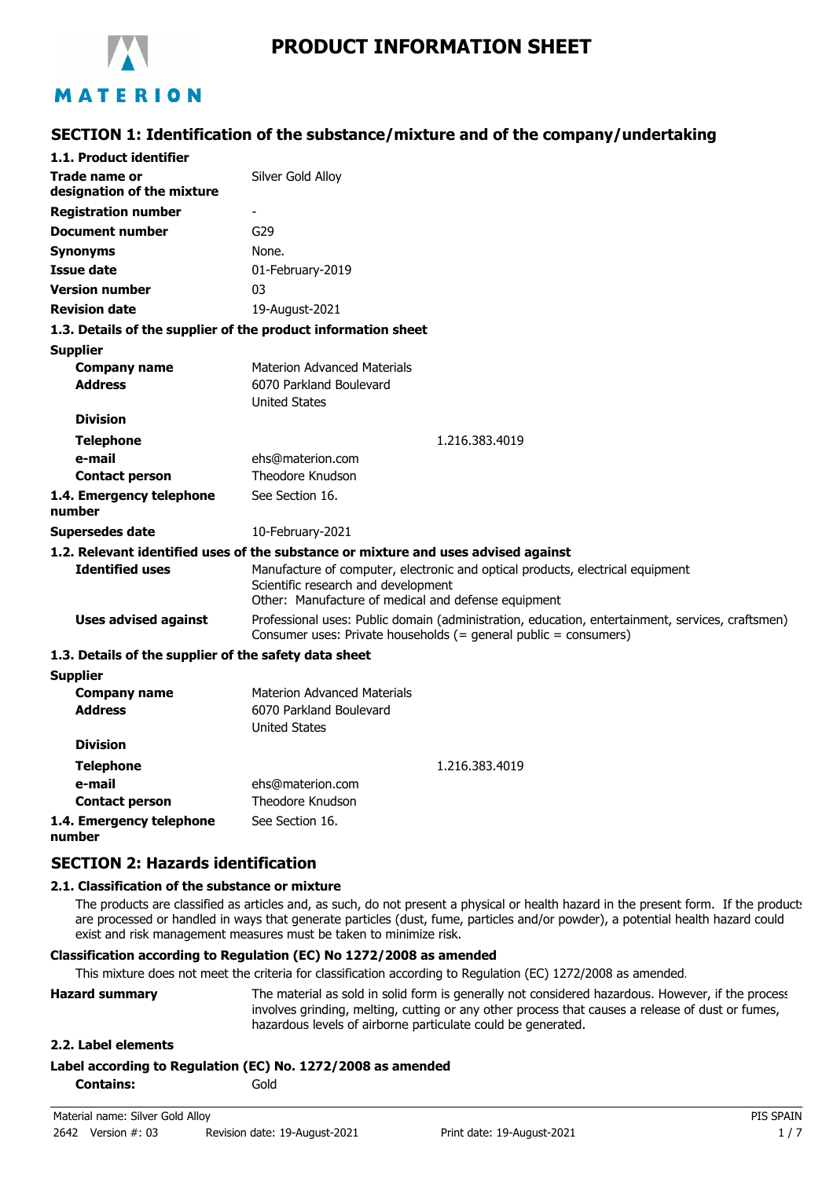MATERION

# PRODUCT INFORMATION SHEET

## SECTION 1: Identification of the substance/mixture and of the company/undertaking

### 1.1. Product identifier

| | |
|---|---|
| **Trade name or designation of the mixture** | Silver Gold Alloy |
| **Registration number** | - |
| **Document number** | G29 |
| **Synonyms** | None. |
| **Issue date** | 01-February-2019 |
| **Version number** | 03 |
| **Revision date** | 19-August-2021 |

### 1.3. Details of the supplier of the product information sheet

**Supplier**

| | |
|---|---|
| **Company name** | Materion Advanced Materials |
| **Address** | 6070 Parkland Boulevard<br>United States |
| **Division** | |
| **Telephone** | 1.216.383.4019 |
| **e-mail** | ehs@materion.com |
| **Contact person** | Theodore Knudson |
| **1.4. Emergency telephone number** | See Section 16. |
| **Supersedes date** | 10-February-2021 |

### 1.2. Relevant identified uses of the substance or mixture and uses advised against

| | |
|---|---|
| **Identified uses** | Manufacture of computer, electronic and optical products, electrical equipment<br>Scientific research and development<br>Other: Manufacture of medical and defense equipment |
| **Uses advised against** | Professional uses: Public domain (administration, education, entertainment, services, craftsmen)<br>Consumer uses: Private households (= general public = consumers) |

### 1.3. Details of the supplier of the safety data sheet

**Supplier**

| | |
|---|---|
| **Company name** | Materion Advanced Materials |
| **Address** | 6070 Parkland Boulevard<br>United States |
| **Division** | |
| **Telephone** | 1.216.383.4019 |
| **e-mail** | ehs@materion.com |
| **Contact person** | Theodore Knudson |
| **1.4. Emergency telephone number** | See Section 16. |

## SECTION 2: Hazards identification

### 2.1. Classification of the substance or mixture

The products are classified as articles and, as such, do not present a physical or health hazard in the present form. If the products are processed or handled in ways that generate particles (dust, fume, particles and/or powder), a potential health hazard could exist and risk management measures must be taken to minimize risk.

**Classification according to Regulation (EC) No 1272/2008 as amended**

This mixture does not meet the criteria for classification according to Regulation (EC) 1272/2008 as amended.

| | |
|---|---|
| **Hazard summary** | The material as sold in solid form is generally not considered hazardous. However, if the process involves grinding, melting, cutting or any other process that causes a release of dust or fumes, hazardous levels of airborne particulate could be generated. |

### 2.2. Label elements

**Label according to Regulation (EC) No. 1272/2008 as amended**

| | |
|---|---|
| **Contains:** | Gold |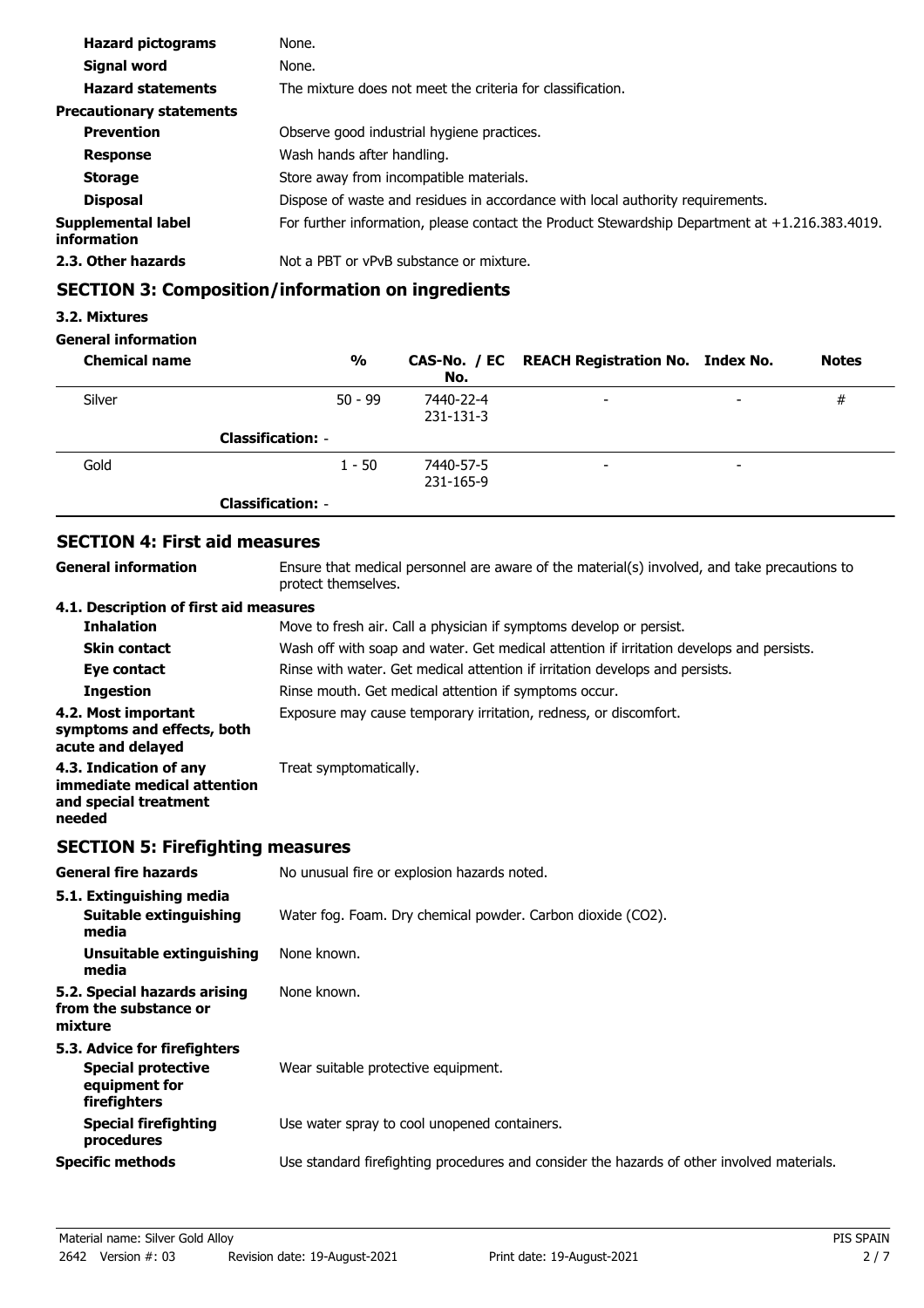| | |
|---|---|
| **Hazard pictograms** | None. |
| **Signal word** | None. |
| **Hazard statements** | The mixture does not meet the criteria for classification. |
| **Precautionary statements** | |
| **Prevention** | Observe good industrial hygiene practices. |
| **Response** | Wash hands after handling. |
| **Storage** | Store away from incompatible materials. |
| **Disposal** | Dispose of waste and residues in accordance with local authority requirements. |
| **Supplemental label information** | For further information, please contact the Product Stewardship Department at +1.216.383.4019. |
| **2.3. Other hazards** | Not a PBT or vPvB substance or mixture. |

## SECTION 3: Composition/information on ingredients

**3.2. Mixtures**

**General information**

| Chemical name | % | CAS-No. / EC No. | REACH Registration No. | Index No. | Notes |
|---|---|---|---|---|---|
| Silver | 50 - 99 | 7440-22-4 231-131-3 | - | - | # |
| **Classification:** - | | | | | |
| Gold | 1 - 50 | 7440-57-5 231-165-9 | - | - | |
| **Classification:** - | | | | | |

## SECTION 4: First aid measures

| | |
|---|---|
| **General information** | Ensure that medical personnel are aware of the material(s) involved, and take precautions to protect themselves. |
| **4.1. Description of first aid measures** | |
| **Inhalation** | Move to fresh air. Call a physician if symptoms develop or persist. |
| **Skin contact** | Wash off with soap and water. Get medical attention if irritation develops and persists. |
| **Eye contact** | Rinse with water. Get medical attention if irritation develops and persists. |
| **Ingestion** | Rinse mouth. Get medical attention if symptoms occur. |
| **4.2. Most important symptoms and effects, both acute and delayed** | Exposure may cause temporary irritation, redness, or discomfort. |
| **4.3. Indication of any immediate medical attention and special treatment needed** | Treat symptomatically. |

## SECTION 5: Firefighting measures

| | |
|---|---|
| **General fire hazards** | No unusual fire or explosion hazards noted. |
| **5.1. Extinguishing media** | |
| **Suitable extinguishing media** | Water fog. Foam. Dry chemical powder. Carbon dioxide ($CO_2$). |
| **Unsuitable extinguishing media** | None known. |
| **5.2. Special hazards arising from the substance or mixture** | None known. |
| **5.3. Advice for firefighters** | |
| **Special protective equipment for firefighters** | Wear suitable protective equipment. |
| **Special firefighting procedures** | Use water spray to cool unopened containers. |
| **Specific methods** | Use standard firefighting procedures and consider the hazards of other involved materials. |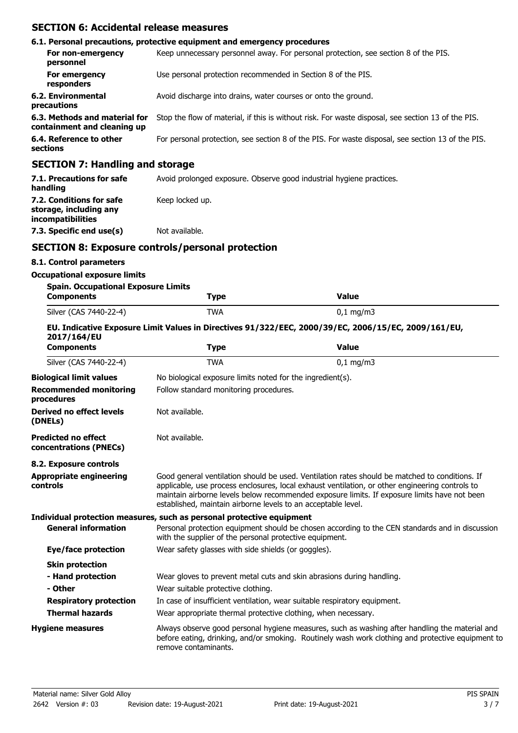## SECTION 6: Accidental release measures

### 6.1. Personal precautions, protective equipment and emergency procedures

| | |
|---|---|
| **For non-emergency personnel** | Keep unnecessary personnel away. For personal protection, see section 8 of the PIS. |
| **For emergency responders** | Use personal protection recommended in Section 8 of the PIS. |
| **6.2. Environmental precautions** | Avoid discharge into drains, water courses or onto the ground. |
| **6.3. Methods and material for containment and cleaning up** | Stop the flow of material, if this is without risk. For waste disposal, see section 13 of the PIS. |
| **6.4. Reference to other sections** | For personal protection, see section 8 of the PIS. For waste disposal, see section 13 of the PIS. |

## SECTION 7: Handling and storage

| | |
|---|---|
| **7.1. Precautions for safe handling** | Avoid prolonged exposure. Observe good industrial hygiene practices. |
| **7.2. Conditions for safe storage, including any incompatibilities** | Keep locked up. |
| **7.3. Specific end use(s)** | Not available. |

## SECTION 8: Exposure controls/personal protection

### 8.1. Control parameters

**Occupational exposure limits**

**Spain. Occupational Exposure Limits**

| Components | Type | Value |
|---|---|---|
| Silver (CAS 7440-22-4) | TWA | 0,1 mg/m3 |

**EU. Indicative Exposure Limit Values in Directives 91/322/EEC, 2000/39/EC, 2006/15/EC, 2009/161/EU, 2017/164/EU**

| Components | Type | Value |
|---|---|---|
| Silver (CAS 7440-22-4) | TWA | 0,1 mg/m3 |

| | |
|---|---|
| **Biological limit values** | No biological exposure limits noted for the ingredient(s). |
| **Recommended monitoring procedures** | Follow standard monitoring procedures. |
| **Derived no effect levels (DNELs)** | Not available. |
| **Predicted no effect concentrations (PNECs)** | Not available. |

### 8.2. Exposure controls

| | |
|---|---|
| **Appropriate engineering controls** | Good general ventilation should be used. Ventilation rates should be matched to conditions. If applicable, use process enclosures, local exhaust ventilation, or other engineering controls to maintain airborne levels below recommended exposure limits. If exposure limits have not been established, maintain airborne levels to an acceptable level. |

**Individual protection measures, such as personal protective equipment**

| | |
|---|---|
| **General information** | Personal protection equipment should be chosen according to the CEN standards and in discussion with the supplier of the personal protective equipment. |
| **Eye/face protection** | Wear safety glasses with side shields (or goggles). |
| **Skin protection** | |
| **- Hand protection** | Wear gloves to prevent metal cuts and skin abrasions during handling. |
| **- Other** | Wear suitable protective clothing. |
| **Respiratory protection** | In case of insufficient ventilation, wear suitable respiratory equipment. |
| **Thermal hazards** | Wear appropriate thermal protective clothing, when necessary. |
| **Hygiene measures** | Always observe good personal hygiene measures, such as washing after handling the material and before eating, drinking, and/or smoking. Routinely wash work clothing and protective equipment to remove contaminants. |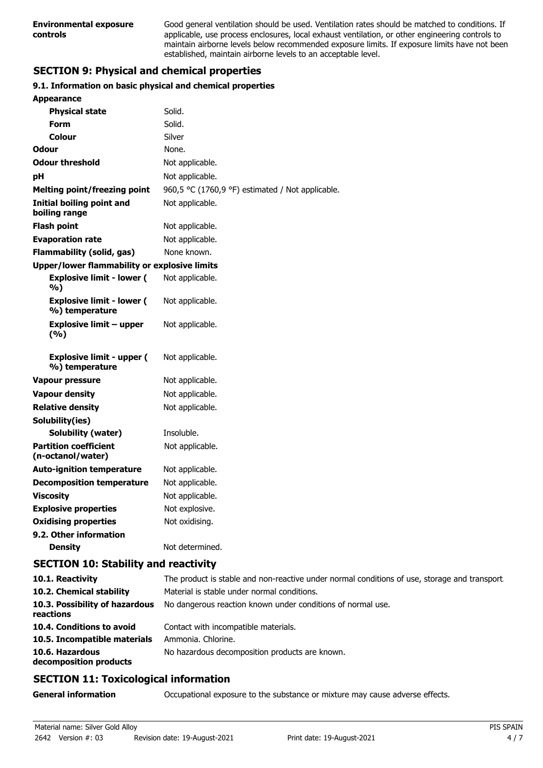| | |
|---|---|
| **Environmental exposure controls** | Good general ventilation should be used. Ventilation rates should be matched to conditions. If applicable, use process enclosures, local exhaust ventilation, or other engineering controls to maintain airborne levels below recommended exposure limits. If exposure limits have not been established, maintain airborne levels to an acceptable level. |

## SECTION 9: Physical and chemical properties

### 9.1. Information on basic physical and chemical properties

| | |
|---|---|
| **Appearance** | |
| **Physical state** | Solid. |
| **Form** | Solid. |
| **Colour** | Silver |
| **Odour** | None. |
| **Odour threshold** | Not applicable. |
| **pH** | Not applicable. |
| **Melting point/freezing point** | 960,5 °C (1760,9 °F) estimated / Not applicable. |
| **Initial boiling point and boiling range** | Not applicable. |
| **Flash point** | Not applicable. |
| **Evaporation rate** | Not applicable. |
| **Flammability (solid, gas)** | None known. |
| **Upper/lower flammability or explosive limits** | |
| **Explosive limit - lower ( %)** | Not applicable. |
| **Explosive limit - lower ( %) temperature** | Not applicable. |
| **Explosive limit – upper (%)** | Not applicable. |
| **Explosive limit - upper ( %) temperature** | Not applicable. |
| **Vapour pressure** | Not applicable. |
| **Vapour density** | Not applicable. |
| **Relative density** | Not applicable. |
| **Solubility(ies)** | |
| **Solubility (water)** | Insoluble. |
| **Partition coefficient (n-octanol/water)** | Not applicable. |
| **Auto-ignition temperature** | Not applicable. |
| **Decomposition temperature** | Not applicable. |
| **Viscosity** | Not applicable. |
| **Explosive properties** | Not explosive. |
| **Oxidising properties** | Not oxidising. |
| **9.2. Other information** | |
| **Density** | Not determined. |

## SECTION 10: Stability and reactivity

| | |
|---|---|
| **10.1. Reactivity** | The product is stable and non-reactive under normal conditions of use, storage and transport. |
| **10.2. Chemical stability** | Material is stable under normal conditions. |
| **10.3. Possibility of hazardous reactions** | No dangerous reaction known under conditions of normal use. |
| **10.4. Conditions to avoid** | Contact with incompatible materials. |
| **10.5. Incompatible materials** | Ammonia. Chlorine. |
| **10.6. Hazardous decomposition products** | No hazardous decomposition products are known. |

## SECTION 11: Toxicological information

| | |
|---|---|
| **General information** | Occupational exposure to the substance or mixture may cause adverse effects. |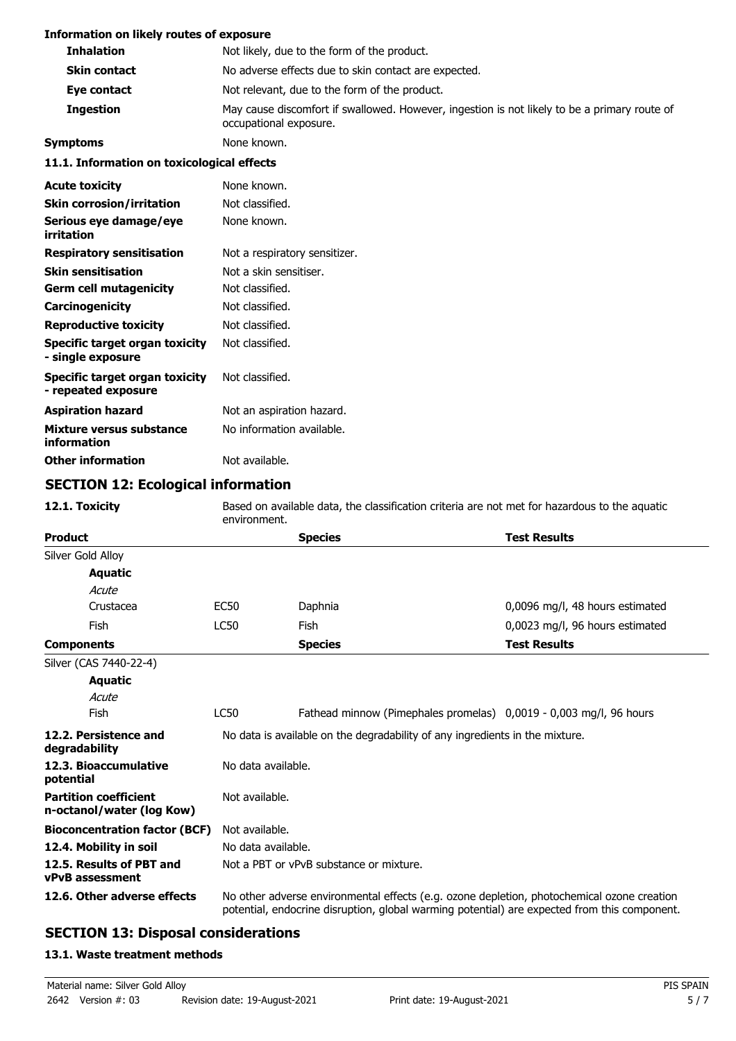**Information on likely routes of exposure**

| | |
|---|---|
| **Inhalation** | Not likely, due to the form of the product. |
| **Skin contact** | No adverse effects due to skin contact are expected. |
| **Eye contact** | Not relevant, due to the form of the product. |
| **Ingestion** | May cause discomfort if swallowed. However, ingestion is not likely to be a primary route of occupational exposure. |
| **Symptoms** | None known. |

**11.1. Information on toxicological effects**

| | |
|---|---|
| **Acute toxicity** | None known. |
| **Skin corrosion/irritation** | Not classified. |
| **Serious eye damage/eye irritation** | None known. |
| **Respiratory sensitisation** | Not a respiratory sensitizer. |
| **Skin sensitisation** | Not a skin sensitiser. |
| **Germ cell mutagenicity** | Not classified. |
| **Carcinogenicity** | Not classified. |
| **Reproductive toxicity** | Not classified. |
| **Specific target organ toxicity - single exposure** | Not classified. |
| **Specific target organ toxicity - repeated exposure** | Not classified. |
| **Aspiration hazard** | Not an aspiration hazard. |
| **Mixture versus substance information** | No information available. |
| **Other information** | Not available. |

## SECTION 12: Ecological information

**12.1. Toxicity** Based on available data, the classification criteria are not met for hazardous to the aquatic environment.

| **Product** | | **Species** | **Test Results** |
|---|---|---|---|
| Silver Gold Alloy | | | |
| **Aquatic** | | | |
| *Acute* | | | |
| Crustacea | EC50 | Daphnia | 0,0096 mg/l, 48 hours estimated |
| Fish | LC50 | Fish | 0,0023 mg/l, 96 hours estimated |

| **Components** | | **Species** | **Test Results** |
|---|---|---|---|
| Silver (CAS 7440-22-4) | | | |
| **Aquatic** | | | |
| *Acute* | | | |
| Fish | LC50 | Fathead minnow (Pimephales promelas) | 0,0019 - 0,003 mg/l, 96 hours |

| | |
|---|---|
| **12.2. Persistence and degradability** | No data is available on the degradability of any ingredients in the mixture. |
| **12.3. Bioaccumulative potential** | No data available. |
| **Partition coefficient n-octanol/water (log Kow)** | Not available. |
| **Bioconcentration factor (BCF)** | Not available. |
| **12.4. Mobility in soil** | No data available. |
| **12.5. Results of PBT and vPvB assessment** | Not a PBT or vPvB substance or mixture. |
| **12.6. Other adverse effects** | No other adverse environmental effects (e.g. ozone depletion, photochemical ozone creation potential, endocrine disruption, global warming potential) are expected from this component. |

## SECTION 13: Disposal considerations

**13.1. Waste treatment methods**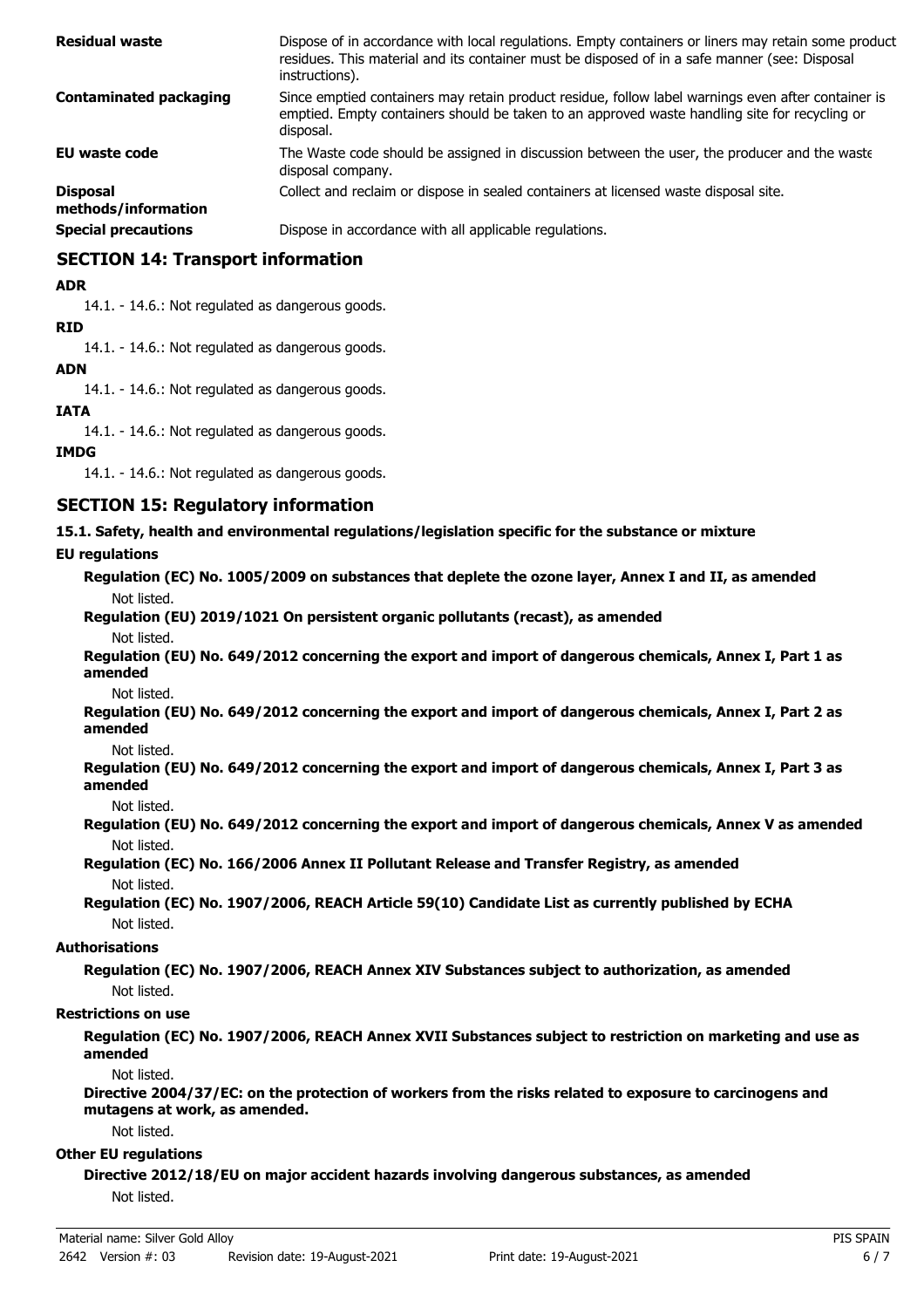| | |
|---|---|
| **Residual waste** | Dispose of in accordance with local regulations. Empty containers or liners may retain some product residues. This material and its container must be disposed of in a safe manner (see: Disposal instructions). |
| **Contaminated packaging** | Since emptied containers may retain product residue, follow label warnings even after container is emptied. Empty containers should be taken to an approved waste handling site for recycling or disposal. |
| **EU waste code** | The Waste code should be assigned in discussion between the user, the producer and the waste disposal company. |
| **Disposal methods/information** | Collect and reclaim or dispose in sealed containers at licensed waste disposal site. |
| **Special precautions** | Dispose in accordance with all applicable regulations. |

## SECTION 14: Transport information

**ADR**

14.1. - 14.6.: Not regulated as dangerous goods.

**RID**

14.1. - 14.6.: Not regulated as dangerous goods.

**ADN**

14.1. - 14.6.: Not regulated as dangerous goods.

**IATA**

14.1. - 14.6.: Not regulated as dangerous goods.

**IMDG**

14.1. - 14.6.: Not regulated as dangerous goods.

## SECTION 15: Regulatory information

**15.1. Safety, health and environmental regulations/legislation specific for the substance or mixture**

**EU regulations**

**Regulation (EC) No. 1005/2009 on substances that deplete the ozone layer, Annex I and II, as amended**

Not listed.

**Regulation (EU) 2019/1021 On persistent organic pollutants (recast), as amended**

Not listed.

**Regulation (EU) No. 649/2012 concerning the export and import of dangerous chemicals, Annex I, Part 1 as amended**

Not listed.

**Regulation (EU) No. 649/2012 concerning the export and import of dangerous chemicals, Annex I, Part 2 as amended**

Not listed.

**Regulation (EU) No. 649/2012 concerning the export and import of dangerous chemicals, Annex I, Part 3 as amended**

Not listed.

**Regulation (EU) No. 649/2012 concerning the export and import of dangerous chemicals, Annex V as amended**

Not listed.

**Regulation (EC) No. 166/2006 Annex II Pollutant Release and Transfer Registry, as amended**

Not listed.

**Regulation (EC) No. 1907/2006, REACH Article 59(10) Candidate List as currently published by ECHA**

Not listed.

**Authorisations**

**Regulation (EC) No. 1907/2006, REACH Annex XIV Substances subject to authorization, as amended**

Not listed.

**Restrictions on use**

**Regulation (EC) No. 1907/2006, REACH Annex XVII Substances subject to restriction on marketing and use as amended**

Not listed.

**Directive 2004/37/EC: on the protection of workers from the risks related to exposure to carcinogens and mutagens at work, as amended.**

Not listed.

**Other EU regulations**

**Directive 2012/18/EU on major accident hazards involving dangerous substances, as amended**

Not listed.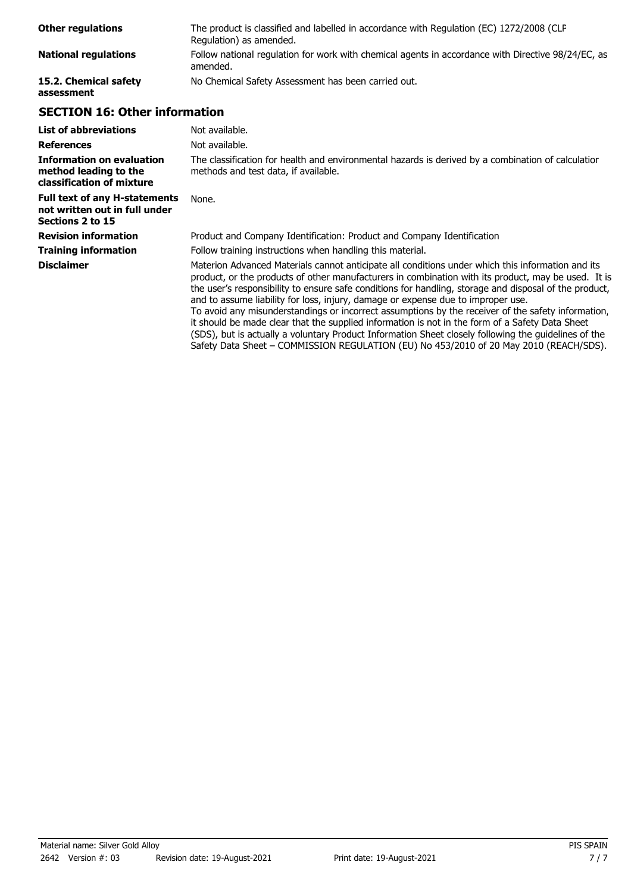| | |
|---|---|
| **Other regulations** | The product is classified and labelled in accordance with Regulation (EC) 1272/2008 (CLP Regulation) as amended. |
| **National regulations** | Follow national regulation for work with chemical agents in accordance with Directive 98/24/EC, as amended. |
| **15.2. Chemical safety assessment** | No Chemical Safety Assessment has been carried out. |

## SECTION 16: Other information

| | |
|---|---|
| **List of abbreviations** | Not available. |
| **References** | Not available. |
| **Information on evaluation method leading to the classification of mixture** | The classification for health and environmental hazards is derived by a combination of calculation methods and test data, if available. |
| **Full text of any H-statements not written out in full under Sections 2 to 15** | None. |
| **Revision information** | Product and Company Identification: Product and Company Identification |
| **Training information** | Follow training instructions when handling this material. |
| **Disclaimer** | Materion Advanced Materials cannot anticipate all conditions under which this information and its product, or the products of other manufacturers in combination with its product, may be used. It is the user's responsibility to ensure safe conditions for handling, storage and disposal of the product, and to assume liability for loss, injury, damage or expense due to improper use. To avoid any misunderstandings or incorrect assumptions by the receiver of the safety information, it should be made clear that the supplied information is not in the form of a Safety Data Sheet (SDS), but is actually a voluntary Product Information Sheet closely following the guidelines of the Safety Data Sheet – COMMISSION REGULATION (EU) No 453/2010 of 20 May 2010 (REACH/SDS). |